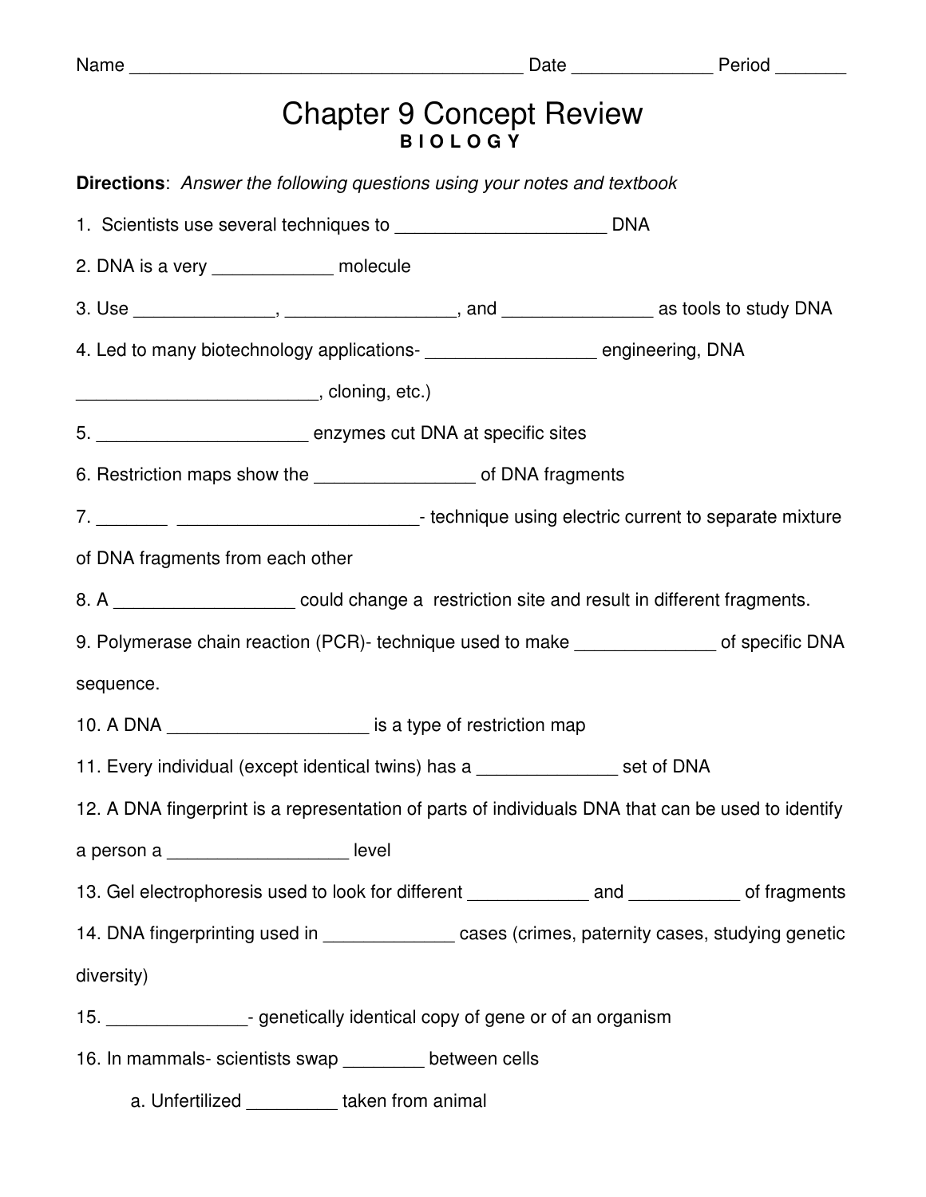Name ______________________________________ Date _____________ Period _______

# Chapter 9 Concept Review

**B I O L O G Y**

**Directions**: *Answer the following questions using your notes and textbook*

1. Scientists use several techniques to ____________________ DNA

2. DNA is a very ____________ molecule

3. Use ______________, ________________, and _______________ as tools to study DNA

4. Led to many biotechnology applications- ________________ engineering, DNA _______________________, cloning, etc.)

5. ____________________ enzymes cut DNA at specific sites

6. Restriction maps show the _______________ of DNA fragments

7. _______ _______________________- technique using electric current to separate mixture of DNA fragments from each other

8. A _________________ could change a restriction site and result in different fragments.

9. Polymerase chain reaction (PCR)- technique used to make _____________ of specific DNA sequence.

10. A DNA ___________________ is a type of restriction map

11. Every individual (except identical twins) has a _____________ set of DNA

12. A DNA fingerprint is a representation of parts of individuals DNA that can be used to identify a person a _________________ level

13. Gel electrophoresis used to look for different ____________ and ___________ of fragments

14. DNA fingerprinting used in _____________ cases (crimes, paternity cases, studying genetic diversity)

15. _____________- genetically identical copy of gene or of an organism

16. In mammals- scientists swap ________ between cells

    a. Unfertilized _________ taken from animal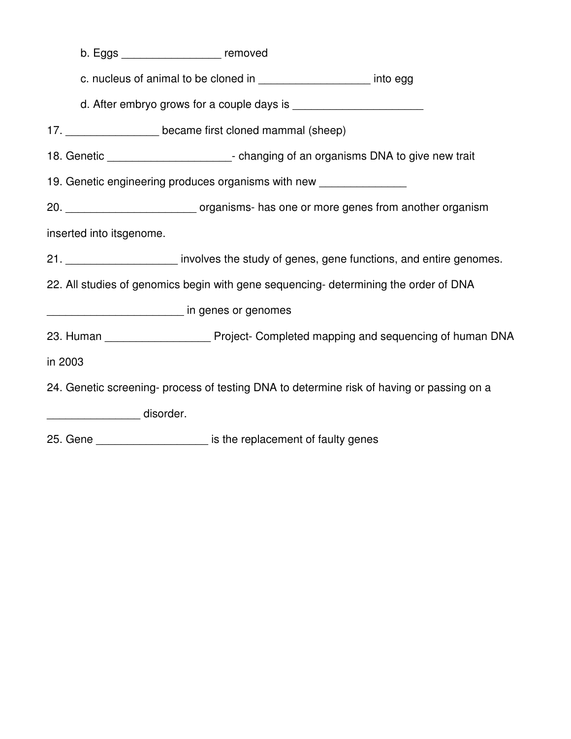b. Eggs ________________ removed

c. nucleus of animal to be cloned in __________________ into egg

d. After embryo grows for a couple days is _____________________

17. _______________ became first cloned mammal (sheep)

18. Genetic ____________________- changing of an organisms DNA to give new trait

19. Genetic engineering produces organisms with new ______________

20. _____________________ organisms- has one or more genes from another organism inserted into itsgenome.

21. __________________ involves the study of genes, gene functions, and entire genomes.

22. All studies of genomics begin with gene sequencing- determining the order of DNA ______________________ in genes or genomes

23. Human _________________ Project- Completed mapping and sequencing of human DNA in 2003

24. Genetic screening- process of testing DNA to determine risk of having or passing on a _______________ disorder.

25. Gene __________________ is the replacement of faulty genes